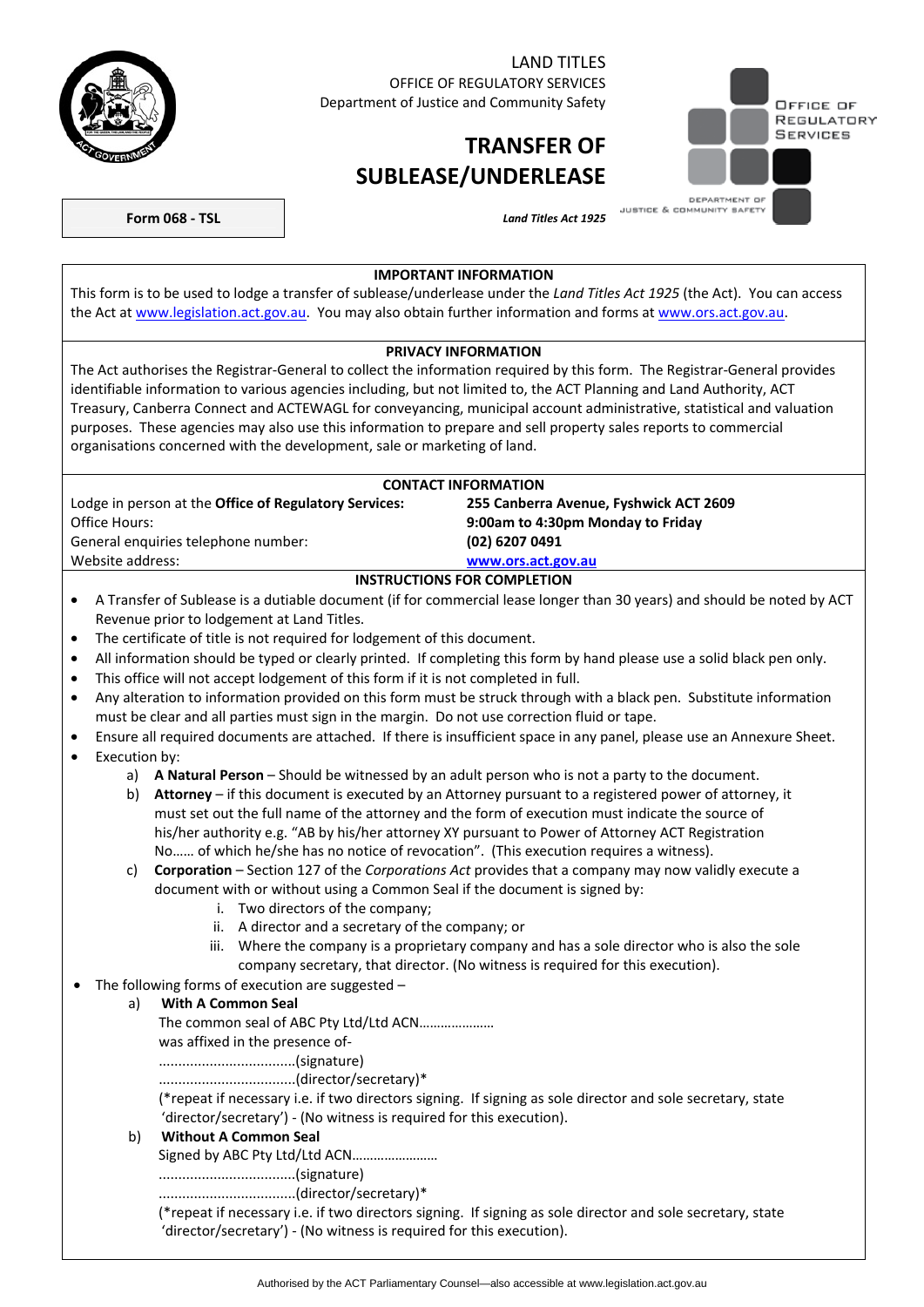LAND TITLES
OFFICE OF REGULATORY SERVICES
Department of Justice and Community Safety

# TRANSFER OF SUBLEASE/UNDERLEASE

**Form 068 - TSL**

*Land Titles Act 1925*

OFFICE OF REGULATORY SERVICES
DEPARTMENT OF JUSTICE & COMMUNITY SAFETY

### IMPORTANT INFORMATION

This form is to be used to lodge a transfer of sublease/underlease under the *Land Titles Act 1925* (the Act). You can access the Act at www.legislation.act.gov.au. You may also obtain further information and forms at www.ors.act.gov.au.

### PRIVACY INFORMATION

The Act authorises the Registrar-General to collect the information required by this form. The Registrar-General provides identifiable information to various agencies including, but not limited to, the ACT Planning and Land Authority, ACT Treasury, Canberra Connect and ACTEWAGL for conveyancing, municipal account administrative, statistical and valuation purposes. These agencies may also use this information to prepare and sell property sales reports to commercial organisations concerned with the development, sale or marketing of land.

### CONTACT INFORMATION

| | |
|---|---|
| Lodge in person at the **Office of Regulatory Services:** | **255 Canberra Avenue, Fyshwick ACT 2609** |
| Office Hours: | **9:00am to 4:30pm Monday to Friday** |
| General enquiries telephone number: | **(02) 6207 0491** |
| Website address: | **www.ors.act.gov.au** |

### INSTRUCTIONS FOR COMPLETION

- A Transfer of Sublease is a dutiable document (if for commercial lease longer than 30 years) and should be noted by ACT Revenue prior to lodgement at Land Titles.
- The certificate of title is not required for lodgement of this document.
- All information should be typed or clearly printed. If completing this form by hand please use a solid black pen only.
- This office will not accept lodgement of this form if it is not completed in full.
- Any alteration to information provided on this form must be struck through with a black pen. Substitute information must be clear and all parties must sign in the margin. Do not use correction fluid or tape.
- Ensure all required documents are attached. If there is insufficient space in any panel, please use an Annexure Sheet.
- Execution by:
  - a) **A Natural Person** – Should be witnessed by an adult person who is not a party to the document.
  - b) **Attorney** – if this document is executed by an Attorney pursuant to a registered power of attorney, it must set out the full name of the attorney and the form of execution must indicate the source of his/her authority e.g. "AB by his/her attorney XY pursuant to Power of Attorney ACT Registration No…… of which he/she has no notice of revocation". (This execution requires a witness).
  - c) **Corporation** – Section 127 of the *Corporations Act* provides that a company may now validly execute a document with or without using a Common Seal if the document is signed by:
    - i. Two directors of the company;
    - ii. A director and a secretary of the company; or
    - iii. Where the company is a proprietary company and has a sole director who is also the sole company secretary, that director. (No witness is required for this execution).
- The following forms of execution are suggested –
  - a) **With A Common Seal**
    The common seal of ABC Pty Ltd/Ltd ACN…………………
    was affixed in the presence of-
    ..................................(signature)
    ..................................(director/secretary)*
    (*repeat if necessary i.e. if two directors signing. If signing as sole director and sole secretary, state 'director/secretary') - (No witness is required for this execution).
  - b) **Without A Common Seal**
    Signed by ABC Pty Ltd/Ltd ACN……………………
    ..................................(signature)
    ..................................(director/secretary)*
    (*repeat if necessary i.e. if two directors signing. If signing as sole director and sole secretary, state 'director/secretary') - (No witness is required for this execution).

Authorised by the ACT Parliamentary Counsel—also accessible at www.legislation.act.gov.au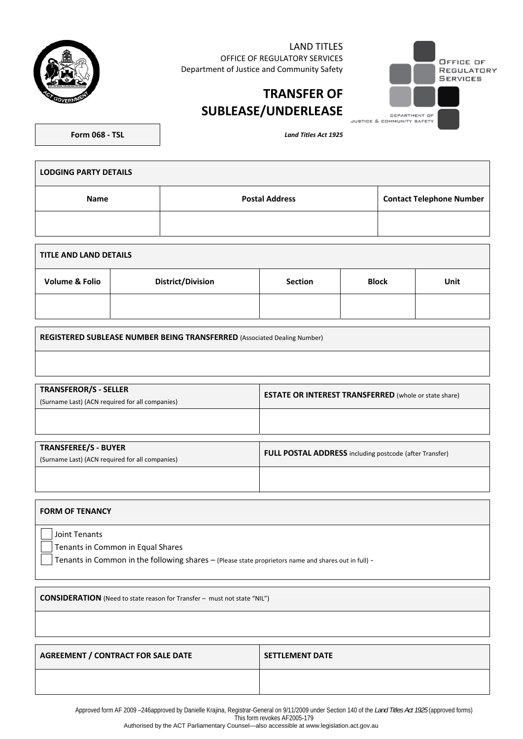LAND TITLES
OFFICE OF REGULATORY SERVICES
Department of Justice and Community Safety

# TRANSFER OF SUBLEASE/UNDERLEASE

| Form 068 - TSL |
|---|

*Land Titles Act 1925*

| **LODGING PARTY DETAILS** | | |
|---|---|---|
| **Name** | **Postal Address** | **Contact Telephone Number** |
| | | |

| **TITLE AND LAND DETAILS** | | | | |
|---|---|---|---|---|
| **Volume & Folio** | **District/Division** | **Section** | **Block** | **Unit** |
| | | | | |

| **REGISTERED SUBLEASE NUMBER BEING TRANSFERRED** (Associated Dealing Number) |
|---|
| |

| **TRANSFEROR/S - SELLER** (Surname Last) (ACN required for all companies) | **ESTATE OR INTEREST TRANSFERRED** (whole or state share) |
|---|---|
| | |

| **TRANSFEREE/S - BUYER** (Surname Last) (ACN required for all companies) | **FULL POSTAL ADDRESS** including postcode (after Transfer) |
|---|---|
| | |

**FORM OF TENANCY**

- ☐ Joint Tenants
- ☐ Tenants in Common in Equal Shares
- ☐ Tenants in Common in the following shares – (Please state proprietors name and shares out in full) -

| **CONSIDERATION** (Need to state reason for Transfer – must not state "NIL") |
|---|
| |

| **AGREEMENT / CONTRACT FOR SALE DATE** | **SETTLEMENT DATE** |
|---|---|
| | |

Approved form AF 2009 –246approved by Danielle Krajina, Registrar-General on 9/11/2009 under Section 140 of the *Land Titles Act 1925* (approved forms)
This form revokes AF2005-179
Authorised by the ACT Parliamentary Counsel—also accessible at www.legislation.act.gov.au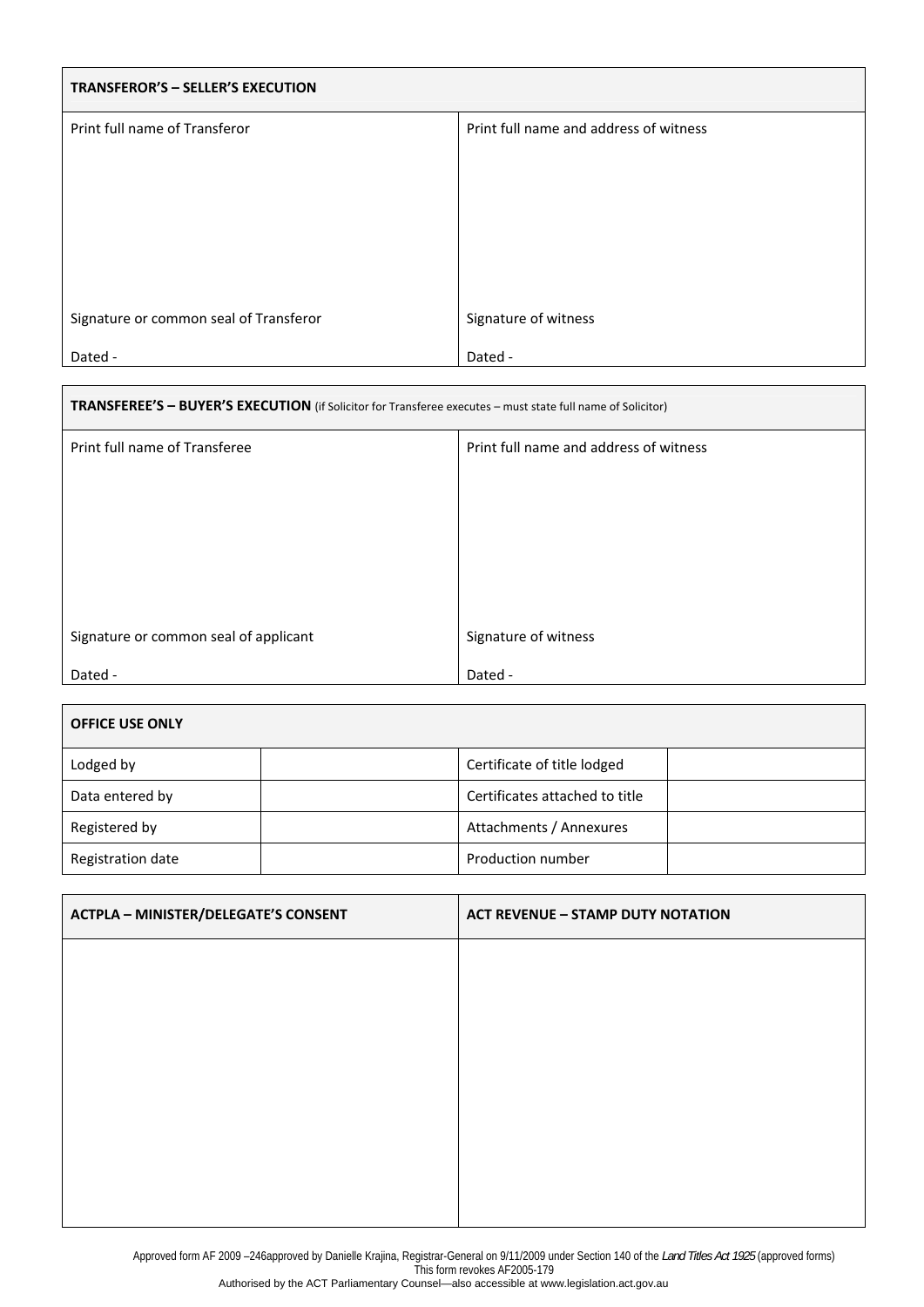| TRANSFEROR'S – SELLER'S EXECUTION | |
|---|---|
| Print full name of Transferor | Print full name and address of witness |
| Signature or common seal of Transferor | Signature of witness |
| Dated - | Dated - |

| **TRANSFEREE'S – BUYER'S EXECUTION** (if Solicitor for Transferee executes – must state full name of Solicitor) | |
|---|---|
| Print full name of Transferee | Print full name and address of witness |
| Signature or common seal of applicant | Signature of witness |
| Dated - | Dated - |

| OFFICE USE ONLY | | | |
|---|---|---|---|
| Lodged by | | Certificate of title lodged | |
| Data entered by | | Certificates attached to title | |
| Registered by | | Attachments / Annexures | |
| Registration date | | Production number | |

| ACTPLA – MINISTER/DELEGATE'S CONSENT | ACT REVENUE – STAMP DUTY NOTATION |
|---|---|
| | |

Approved form AF 2009 –246approved by Danielle Krajina, Registrar-General on 9/11/2009 under Section 140 of the *Land Titles Act 1925* (approved forms)
This form revokes AF2005-179
Authorised by the ACT Parliamentary Counsel—also accessible at www.legislation.act.gov.au